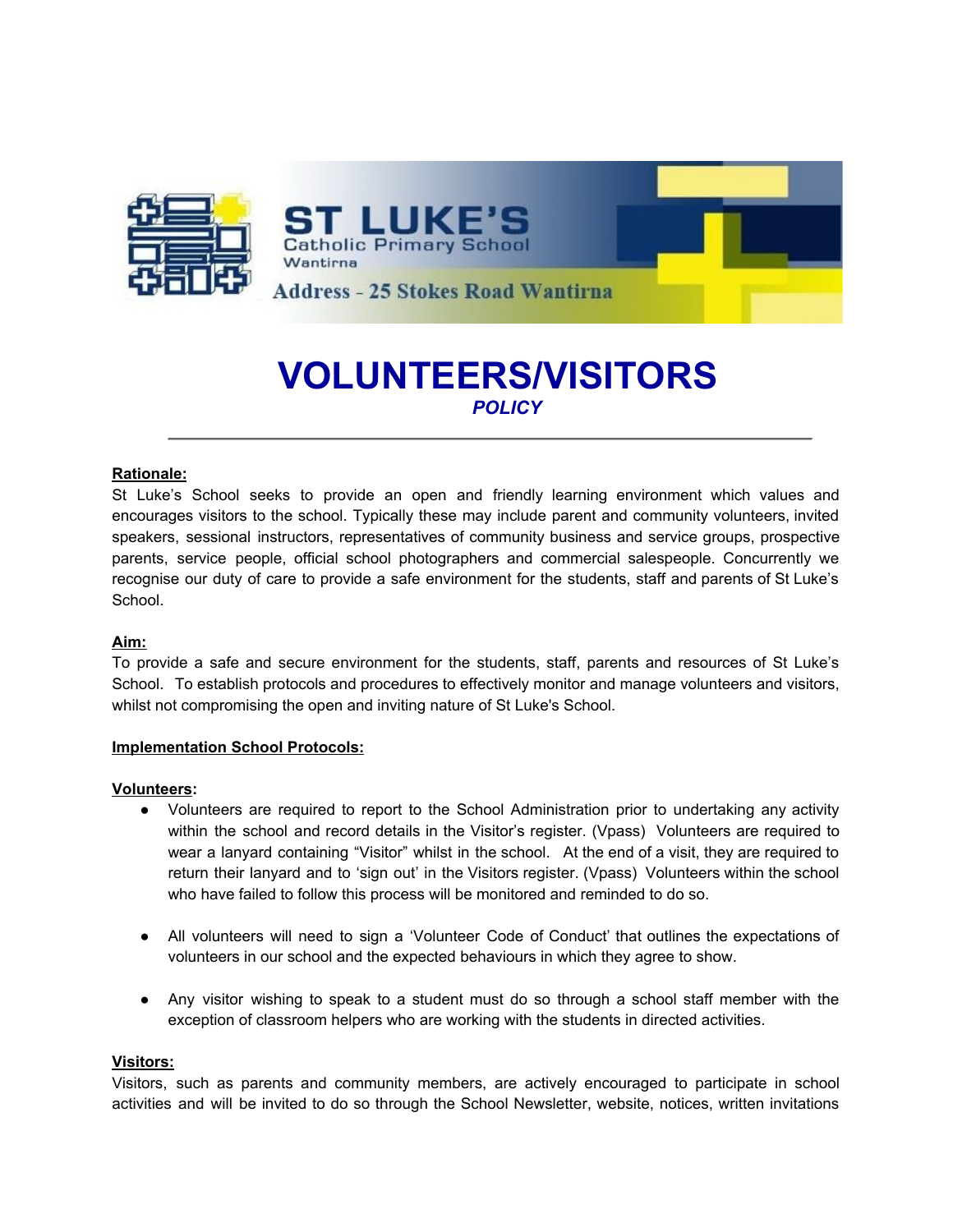ST LUKE'S
Catholic Primary School
Wantirna

Address - 25 Stokes Road Wantirna

# VOLUNTEERS/VISITORS

*POLICY*

---

**Rationale:**

St Luke's School seeks to provide an open and friendly learning environment which values and encourages visitors to the school. Typically these may include parent and community volunteers, invited speakers, sessional instructors, representatives of community business and service groups, prospective parents, service people, official school photographers and commercial salespeople. Concurrently we recognise our duty of care to provide a safe environment for the students, staff and parents of St Luke's School.

**Aim:**

To provide a safe and secure environment for the students, staff, parents and resources of St Luke's School. To establish protocols and procedures to effectively monitor and manage volunteers and visitors, whilst not compromising the open and inviting nature of St Luke's School.

**Implementation School Protocols:**

**Volunteers:**

- Volunteers are required to report to the School Administration prior to undertaking any activity within the school and record details in the Visitor's register. (Vpass) Volunteers are required to wear a lanyard containing "Visitor" whilst in the school. At the end of a visit, they are required to return their lanyard and to 'sign out' in the Visitors register. (Vpass) Volunteers within the school who have failed to follow this process will be monitored and reminded to do so.

- All volunteers will need to sign a 'Volunteer Code of Conduct' that outlines the expectations of volunteers in our school and the expected behaviours in which they agree to show.

- Any visitor wishing to speak to a student must do so through a school staff member with the exception of classroom helpers who are working with the students in directed activities.

**Visitors:**

Visitors, such as parents and community members, are actively encouraged to participate in school activities and will be invited to do so through the School Newsletter, website, notices, written invitations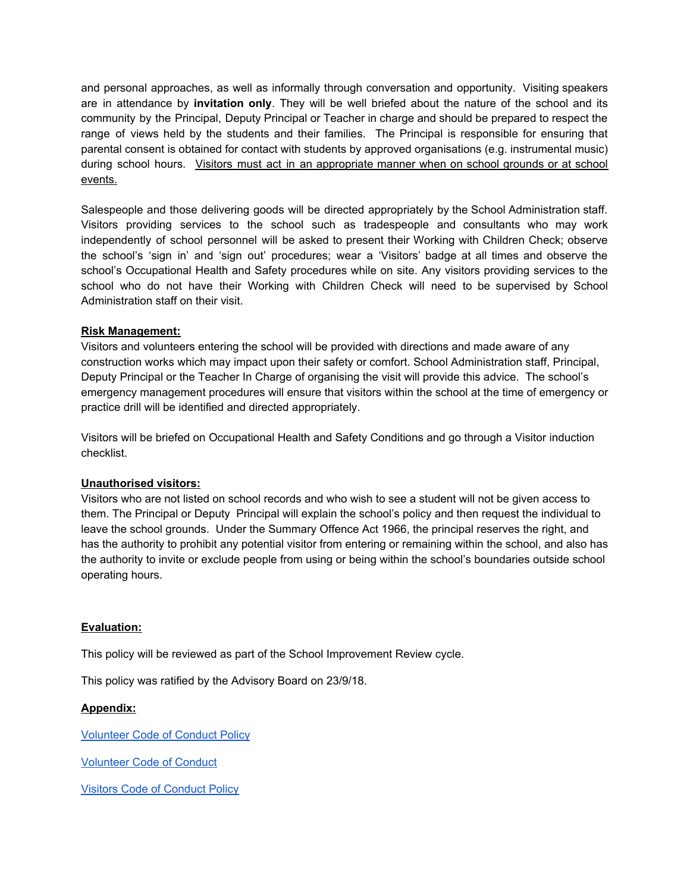and personal approaches, as well as informally through conversation and opportunity. Visiting speakers are in attendance by **invitation only**. They will be well briefed about the nature of the school and its community by the Principal, Deputy Principal or Teacher in charge and should be prepared to respect the range of views held by the students and their families. The Principal is responsible for ensuring that parental consent is obtained for contact with students by approved organisations (e.g. instrumental music) during school hours. <u>Visitors must act in an appropriate manner when on school grounds or at school events.</u>

Salespeople and those delivering goods will be directed appropriately by the School Administration staff. Visitors providing services to the school such as tradespeople and consultants who may work independently of school personnel will be asked to present their Working with Children Check; observe the school's 'sign in' and 'sign out' procedures; wear a 'Visitors' badge at all times and observe the school's Occupational Health and Safety procedures while on site. Any visitors providing services to the school who do not have their Working with Children Check will need to be supervised by School Administration staff on their visit.

**<u>Risk Management:</u>**

Visitors and volunteers entering the school will be provided with directions and made aware of any construction works which may impact upon their safety or comfort. School Administration staff, Principal, Deputy Principal or the Teacher In Charge of organising the visit will provide this advice. The school's emergency management procedures will ensure that visitors within the school at the time of emergency or practice drill will be identified and directed appropriately.

Visitors will be briefed on Occupational Health and Safety Conditions and go through a Visitor induction checklist.

**<u>Unauthorised visitors:</u>**

Visitors who are not listed on school records and who wish to see a student will not be given access to them. The Principal or Deputy Principal will explain the school's policy and then request the individual to leave the school grounds. Under the Summary Offence Act 1966, the principal reserves the right, and has the authority to prohibit any potential visitor from entering or remaining within the school, and also has the authority to invite or exclude people from using or being within the school's boundaries outside school operating hours.

**<u>Evaluation:</u>**

This policy will be reviewed as part of the School Improvement Review cycle.

This policy was ratified by the Advisory Board on 23/9/18.

**<u>Appendix:</u>**

Volunteer Code of Conduct Policy

Volunteer Code of Conduct

Visitors Code of Conduct Policy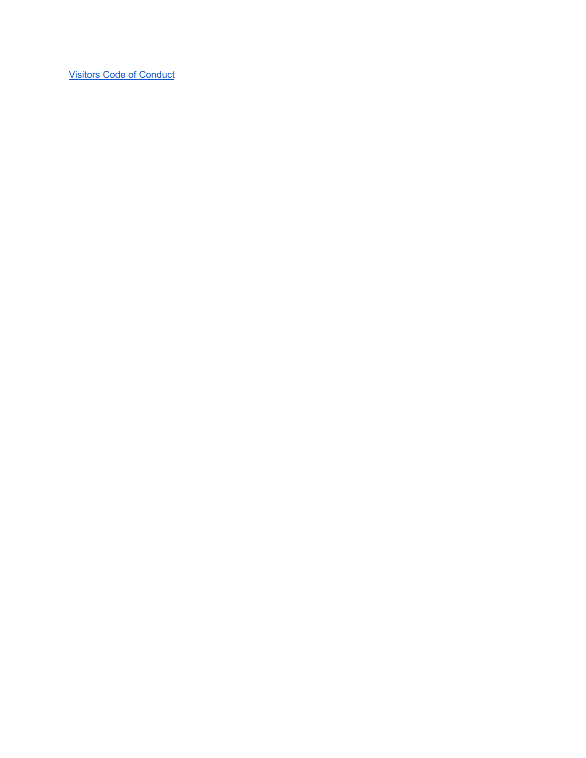Visitors Code of Conduct